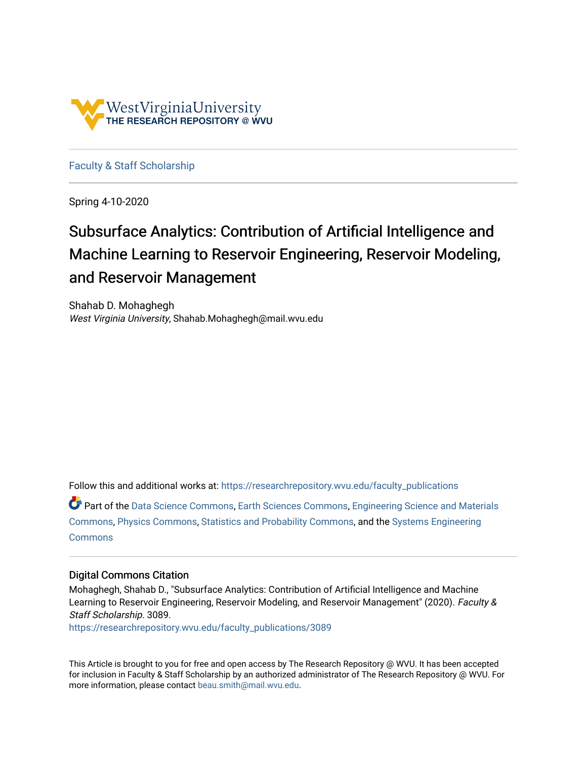WestVirginiaUniversity
THE RESEARCH REPOSITORY @ WVU

Faculty & Staff Scholarship

Spring 4-10-2020

# Subsurface Analytics: Contribution of Artificial Intelligence and Machine Learning to Reservoir Engineering, Reservoir Modeling, and Reservoir Management

Shahab D. Mohaghegh
*West Virginia University*, Shahab.Mohaghegh@mail.wvu.edu

Follow this and additional works at: https://researchrepository.wvu.edu/faculty_publications

Part of the Data Science Commons, Earth Sciences Commons, Engineering Science and Materials Commons, Physics Commons, Statistics and Probability Commons, and the Systems Engineering Commons

## Digital Commons Citation

Mohaghegh, Shahab D., "Subsurface Analytics: Contribution of Artificial Intelligence and Machine Learning to Reservoir Engineering, Reservoir Modeling, and Reservoir Management" (2020). *Faculty & Staff Scholarship*. 3089.
https://researchrepository.wvu.edu/faculty_publications/3089

This Article is brought to you for free and open access by The Research Repository @ WVU. It has been accepted for inclusion in Faculty & Staff Scholarship by an authorized administrator of The Research Repository @ WVU. For more information, please contact beau.smith@mail.wvu.edu.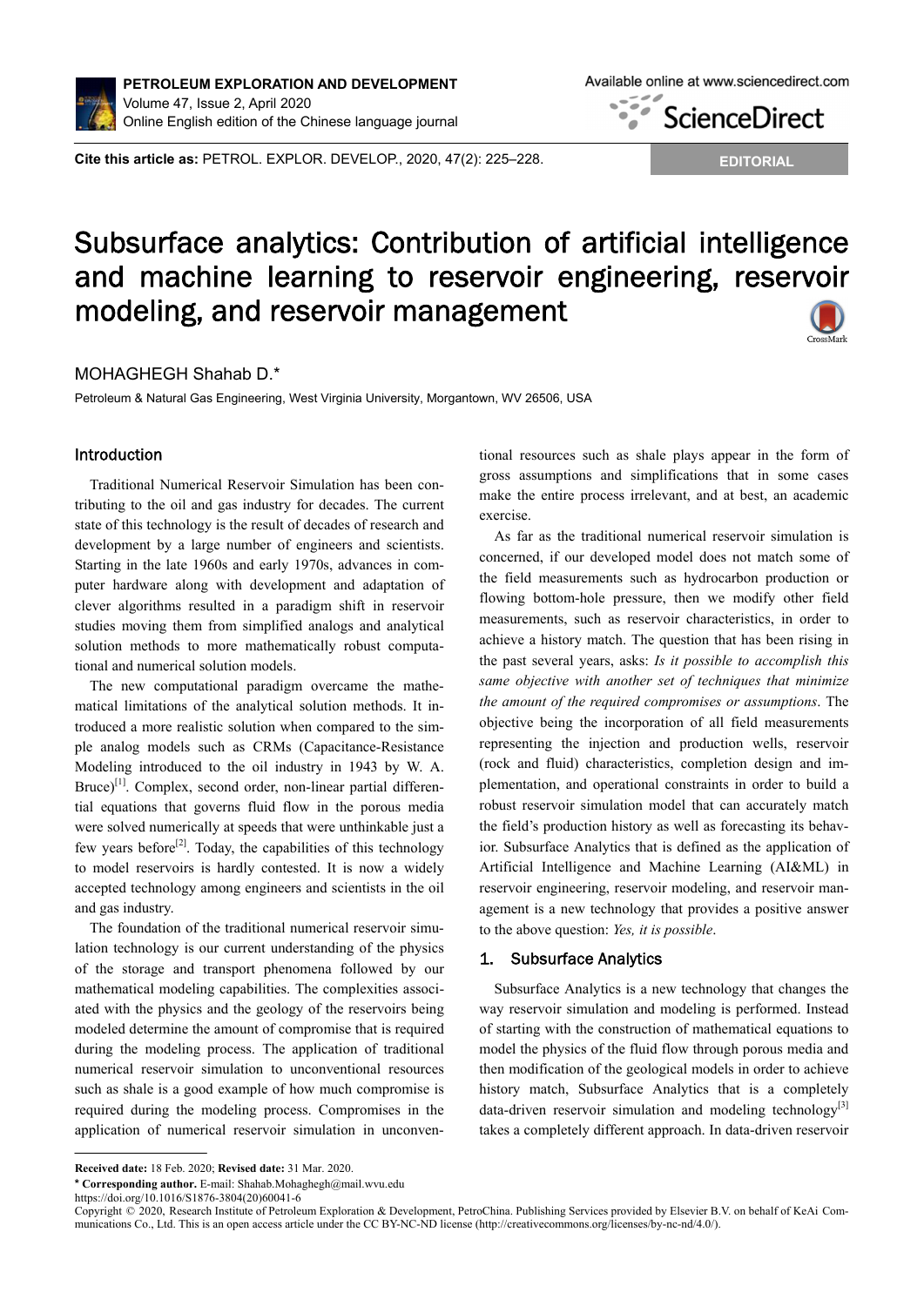# Subsurface analytics: Contribution of artificial intelligence and machine learning to reservoir engineering, reservoir modeling, and reservoir management

MOHAGHEGH Shahab D.*

Petroleum & Natural Gas Engineering, West Virginia University, Morgantown, WV 26506, USA

## Introduction

Traditional Numerical Reservoir Simulation has been contributing to the oil and gas industry for decades. The current state of this technology is the result of decades of research and development by a large number of engineers and scientists. Starting in the late 1960s and early 1970s, advances in computer hardware along with development and adaptation of clever algorithms resulted in a paradigm shift in reservoir studies moving them from simplified analogs and analytical solution methods to more mathematically robust computational and numerical solution models.

The new computational paradigm overcame the mathematical limitations of the analytical solution methods. It introduced a more realistic solution when compared to the simple analog models such as CRMs (Capacitance-Resistance Modeling introduced to the oil industry in 1943 by W. A. Bruce)[1]. Complex, second order, non-linear partial differential equations that governs fluid flow in the porous media were solved numerically at speeds that were unthinkable just a few years before[2]. Today, the capabilities of this technology to model reservoirs is hardly contested. It is now a widely accepted technology among engineers and scientists in the oil and gas industry.

The foundation of the traditional numerical reservoir simulation technology is our current understanding of the physics of the storage and transport phenomena followed by our mathematical modeling capabilities. The complexities associated with the physics and the geology of the reservoirs being modeled determine the amount of compromise that is required during the modeling process. The application of traditional numerical reservoir simulation to unconventional resources such as shale is a good example of how much compromise is required during the modeling process. Compromises in the application of numerical reservoir simulation in unconventional resources such as shale plays appear in the form of gross assumptions and simplifications that in some cases make the entire process irrelevant, and at best, an academic exercise.

As far as the traditional numerical reservoir simulation is concerned, if our developed model does not match some of the field measurements such as hydrocarbon production or flowing bottom-hole pressure, then we modify other field measurements, such as reservoir characteristics, in order to achieve a history match. The question that has been rising in the past several years, asks: *Is it possible to accomplish this same objective with another set of techniques that minimize the amount of the required compromises or assumptions*. The objective being the incorporation of all field measurements representing the injection and production wells, reservoir (rock and fluid) characteristics, completion design and implementation, and operational constraints in order to build a robust reservoir simulation model that can accurately match the field's production history as well as forecasting its behavior. Subsurface Analytics that is defined as the application of Artificial Intelligence and Machine Learning (AI&ML) in reservoir engineering, reservoir modeling, and reservoir management is a new technology that provides a positive answer to the above question: *Yes, it is possible*.

## 1. Subsurface Analytics

Subsurface Analytics is a new technology that changes the way reservoir simulation and modeling is performed. Instead of starting with the construction of mathematical equations to model the physics of the fluid flow through porous media and then modification of the geological models in order to achieve history match, Subsurface Analytics that is a completely data-driven reservoir simulation and modeling technology[3] takes a completely different approach. In data-driven reservoir

---

**Received date:** 18 Feb. 2020; **Revised date:** 31 Mar. 2020.

\* **Corresponding author.** E-mail: Shahab.Mohaghegh@mail.wvu.edu

https://doi.org/10.1016/S1876-3804(20)60041-6

Copyright © 2020, Research Institute of Petroleum Exploration & Development, PetroChina. Publishing Services provided by Elsevier B.V. on behalf of KeAi Communications Co., Ltd. This is an open access article under the CC BY-NC-ND license (http://creativecommons.org/licenses/by-nc-nd/4.0/).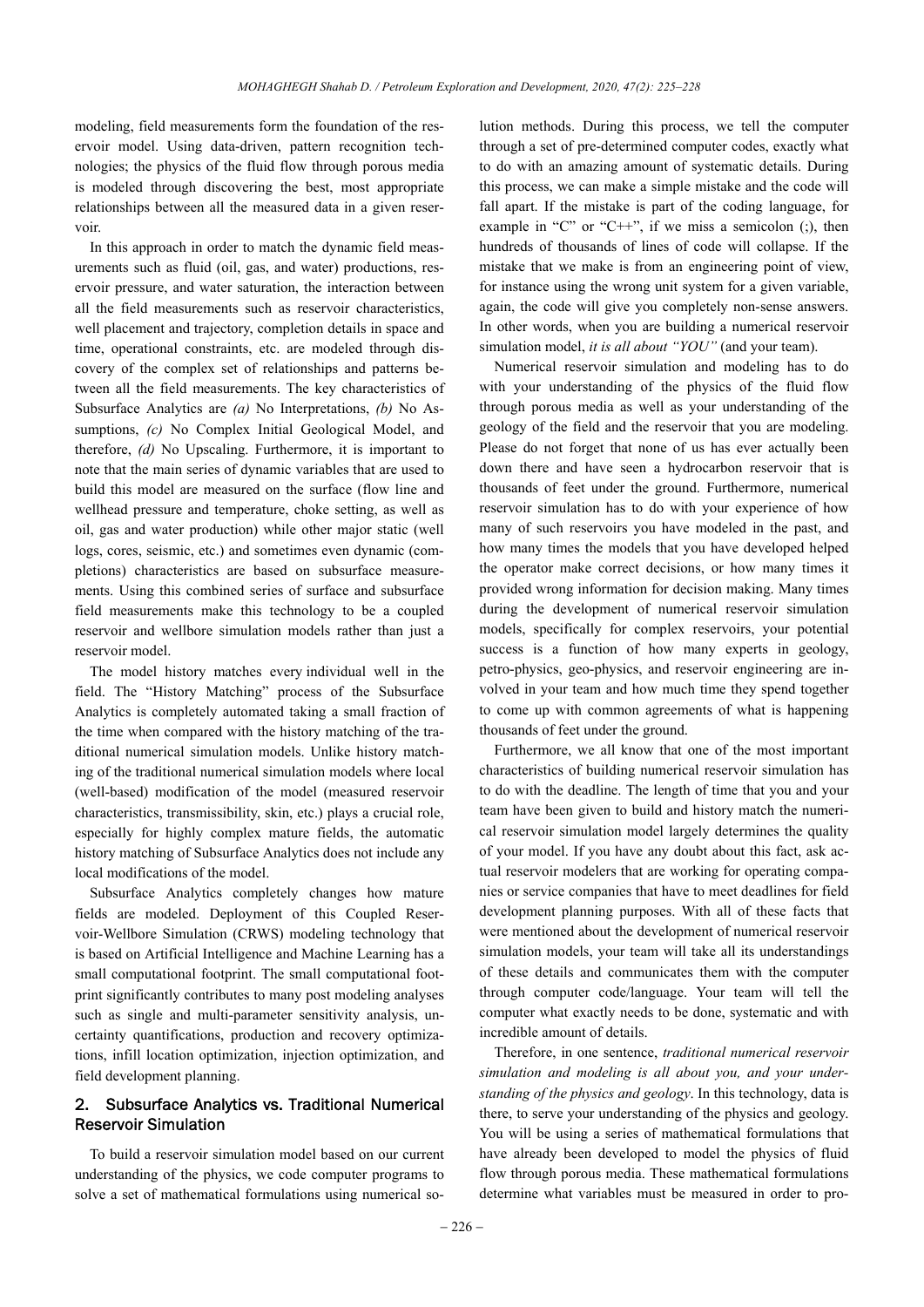modeling, field measurements form the foundation of the reservoir model. Using data-driven, pattern recognition technologies; the physics of the fluid flow through porous media is modeled through discovering the best, most appropriate relationships between all the measured data in a given reservoir.

In this approach in order to match the dynamic field measurements such as fluid (oil, gas, and water) productions, reservoir pressure, and water saturation, the interaction between all the field measurements such as reservoir characteristics, well placement and trajectory, completion details in space and time, operational constraints, etc. are modeled through discovery of the complex set of relationships and patterns between all the field measurements. The key characteristics of Subsurface Analytics are *(a)* No Interpretations, *(b)* No Assumptions, *(c)* No Complex Initial Geological Model, and therefore, *(d)* No Upscaling. Furthermore, it is important to note that the main series of dynamic variables that are used to build this model are measured on the surface (flow line and wellhead pressure and temperature, choke setting, as well as oil, gas and water production) while other major static (well logs, cores, seismic, etc.) and sometimes even dynamic (completions) characteristics are based on subsurface measurements. Using this combined series of surface and subsurface field measurements make this technology to be a coupled reservoir and wellbore simulation models rather than just a reservoir model.

The model history matches every individual well in the field. The "History Matching" process of the Subsurface Analytics is completely automated taking a small fraction of the time when compared with the history matching of the traditional numerical simulation models. Unlike history matching of the traditional numerical simulation models where local (well-based) modification of the model (measured reservoir characteristics, transmissibility, skin, etc.) plays a crucial role, especially for highly complex mature fields, the automatic history matching of Subsurface Analytics does not include any local modifications of the model.

Subsurface Analytics completely changes how mature fields are modeled. Deployment of this Coupled Reservoir-Wellbore Simulation (CRWS) modeling technology that is based on Artificial Intelligence and Machine Learning has a small computational footprint. The small computational footprint significantly contributes to many post modeling analyses such as single and multi-parameter sensitivity analysis, uncertainty quantifications, production and recovery optimizations, infill location optimization, injection optimization, and field development planning.

## 2. Subsurface Analytics vs. Traditional Numerical Reservoir Simulation

To build a reservoir simulation model based on our current understanding of the physics, we code computer programs to solve a set of mathematical formulations using numerical solution methods. During this process, we tell the computer through a set of pre-determined computer codes, exactly what to do with an amazing amount of systematic details. During this process, we can make a simple mistake and the code will fall apart. If the mistake is part of the coding language, for example in "C" or "C++", if we miss a semicolon (;), then hundreds of thousands of lines of code will collapse. If the mistake that we make is from an engineering point of view, for instance using the wrong unit system for a given variable, again, the code will give you completely non-sense answers. In other words, when you are building a numerical reservoir simulation model, *it is all about "YOU"* (and your team).

Numerical reservoir simulation and modeling has to do with your understanding of the physics of the fluid flow through porous media as well as your understanding of the geology of the field and the reservoir that you are modeling. Please do not forget that none of us has ever actually been down there and have seen a hydrocarbon reservoir that is thousands of feet under the ground. Furthermore, numerical reservoir simulation has to do with your experience of how many of such reservoirs you have modeled in the past, and how many times the models that you have developed helped the operator make correct decisions, or how many times it provided wrong information for decision making. Many times during the development of numerical reservoir simulation models, specifically for complex reservoirs, your potential success is a function of how many experts in geology, petro-physics, geo-physics, and reservoir engineering are involved in your team and how much time they spend together to come up with common agreements of what is happening thousands of feet under the ground.

Furthermore, we all know that one of the most important characteristics of building numerical reservoir simulation has to do with the deadline. The length of time that you and your team have been given to build and history match the numerical reservoir simulation model largely determines the quality of your model. If you have any doubt about this fact, ask actual reservoir modelers that are working for operating companies or service companies that have to meet deadlines for field development planning purposes. With all of these facts that were mentioned about the development of numerical reservoir simulation models, your team will take all its understandings of these details and communicates them with the computer through computer code/language. Your team will tell the computer what exactly needs to be done, systematic and with incredible amount of details.

Therefore, in one sentence, *traditional numerical reservoir simulation and modeling is all about you, and your understanding of the physics and geology*. In this technology, data is there, to serve your understanding of the physics and geology. You will be using a series of mathematical formulations that have already been developed to model the physics of fluid flow through porous media. These mathematical formulations determine what variables must be measured in order to pro-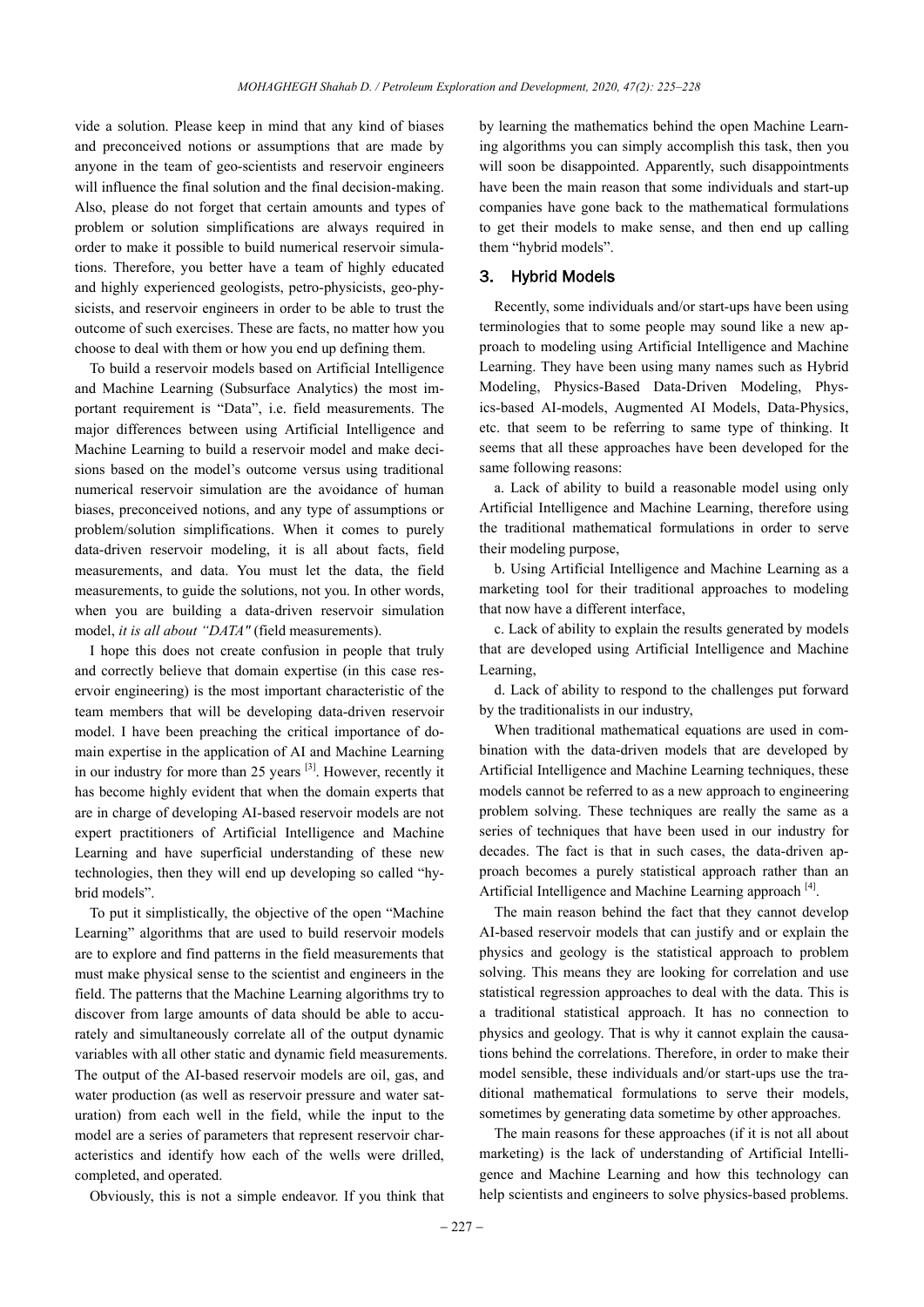vide a solution. Please keep in mind that any kind of biases and preconceived notions or assumptions that are made by anyone in the team of geo-scientists and reservoir engineers will influence the final solution and the final decision-making. Also, please do not forget that certain amounts and types of problem or solution simplifications are always required in order to make it possible to build numerical reservoir simulations. Therefore, you better have a team of highly educated and highly experienced geologists, petro-physicists, geo-physicists, and reservoir engineers in order to be able to trust the outcome of such exercises. These are facts, no matter how you choose to deal with them or how you end up defining them.

To build a reservoir models based on Artificial Intelligence and Machine Learning (Subsurface Analytics) the most important requirement is "Data", i.e. field measurements. The major differences between using Artificial Intelligence and Machine Learning to build a reservoir model and make decisions based on the model's outcome versus using traditional numerical reservoir simulation are the avoidance of human biases, preconceived notions, and any type of assumptions or problem/solution simplifications. When it comes to purely data-driven reservoir modeling, it is all about facts, field measurements, and data. You must let the data, the field measurements, to guide the solutions, not you. In other words, when you are building a data-driven reservoir simulation model, *it is all about "DATA"* (field measurements).

I hope this does not create confusion in people that truly and correctly believe that domain expertise (in this case reservoir engineering) is the most important characteristic of the team members that will be developing data-driven reservoir model. I have been preaching the critical importance of domain expertise in the application of AI and Machine Learning in our industry for more than 25 years [3]. However, recently it has become highly evident that when the domain experts that are in charge of developing AI-based reservoir models are not expert practitioners of Artificial Intelligence and Machine Learning and have superficial understanding of these new technologies, then they will end up developing so called "hybrid models".

To put it simplistically, the objective of the open "Machine Learning" algorithms that are used to build reservoir models are to explore and find patterns in the field measurements that must make physical sense to the scientist and engineers in the field. The patterns that the Machine Learning algorithms try to discover from large amounts of data should be able to accurately and simultaneously correlate all of the output dynamic variables with all other static and dynamic field measurements. The output of the AI-based reservoir models are oil, gas, and water production (as well as reservoir pressure and water saturation) from each well in the field, while the input to the model are a series of parameters that represent reservoir characteristics and identify how each of the wells were drilled, completed, and operated.

Obviously, this is not a simple endeavor. If you think that by learning the mathematics behind the open Machine Learning algorithms you can simply accomplish this task, then you will soon be disappointed. Apparently, such disappointments have been the main reason that some individuals and start-up companies have gone back to the mathematical formulations to get their models to make sense, and then end up calling them "hybrid models".

## 3. Hybrid Models

Recently, some individuals and/or start-ups have been using terminologies that to some people may sound like a new approach to modeling using Artificial Intelligence and Machine Learning. They have been using many names such as Hybrid Modeling, Physics-Based Data-Driven Modeling, Physics-based AI-models, Augmented AI Models, Data-Physics, etc. that seem to be referring to same type of thinking. It seems that all these approaches have been developed for the same following reasons:

a. Lack of ability to build a reasonable model using only Artificial Intelligence and Machine Learning, therefore using the traditional mathematical formulations in order to serve their modeling purpose,

b. Using Artificial Intelligence and Machine Learning as a marketing tool for their traditional approaches to modeling that now have a different interface,

c. Lack of ability to explain the results generated by models that are developed using Artificial Intelligence and Machine Learning,

d. Lack of ability to respond to the challenges put forward by the traditionalists in our industry,

When traditional mathematical equations are used in combination with the data-driven models that are developed by Artificial Intelligence and Machine Learning techniques, these models cannot be referred to as a new approach to engineering problem solving. These techniques are really the same as a series of techniques that have been used in our industry for decades. The fact is that in such cases, the data-driven approach becomes a purely statistical approach rather than an Artificial Intelligence and Machine Learning approach [4].

The main reason behind the fact that they cannot develop AI-based reservoir models that can justify and or explain the physics and geology is the statistical approach to problem solving. This means they are looking for correlation and use statistical regression approaches to deal with the data. This is a traditional statistical approach. It has no connection to physics and geology. That is why it cannot explain the causations behind the correlations. Therefore, in order to make their model sensible, these individuals and/or start-ups use the traditional mathematical formulations to serve their models, sometimes by generating data sometime by other approaches.

The main reasons for these approaches (if it is not all about marketing) is the lack of understanding of Artificial Intelligence and Machine Learning and how this technology can help scientists and engineers to solve physics-based problems.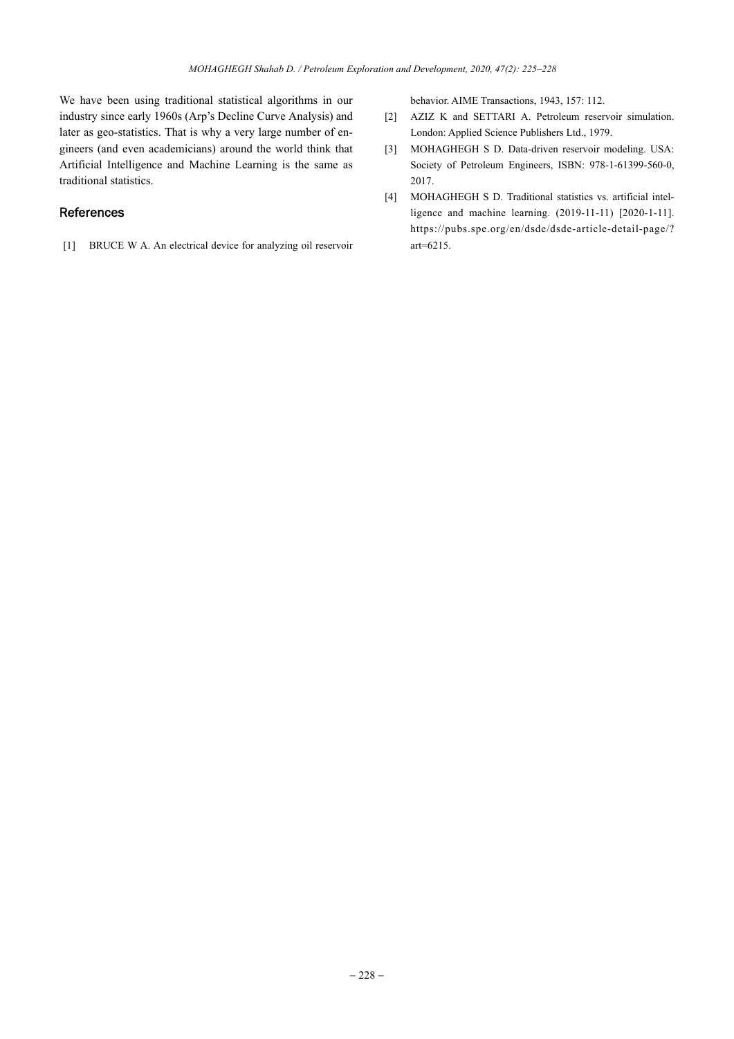We have been using traditional statistical algorithms in our industry since early 1960s (Arp's Decline Curve Analysis) and later as geo-statistics. That is why a very large number of engineers (and even academicians) around the world think that Artificial Intelligence and Machine Learning is the same as traditional statistics.

## References

[1] BRUCE W A. An electrical device for analyzing oil reservoir behavior. AIME Transactions, 1943, 157: 112.

[2] AZIZ K and SETTARI A. Petroleum reservoir simulation. London: Applied Science Publishers Ltd., 1979.

[3] MOHAGHEGH S D. Data-driven reservoir modeling. USA: Society of Petroleum Engineers, ISBN: 978-1-61399-560-0, 2017.

[4] MOHAGHEGH S D. Traditional statistics vs. artificial intelligence and machine learning. (2019-11-11) [2020-1-11]. https://pubs.spe.org/en/dsde/dsde-article-detail-page/?art=6215.